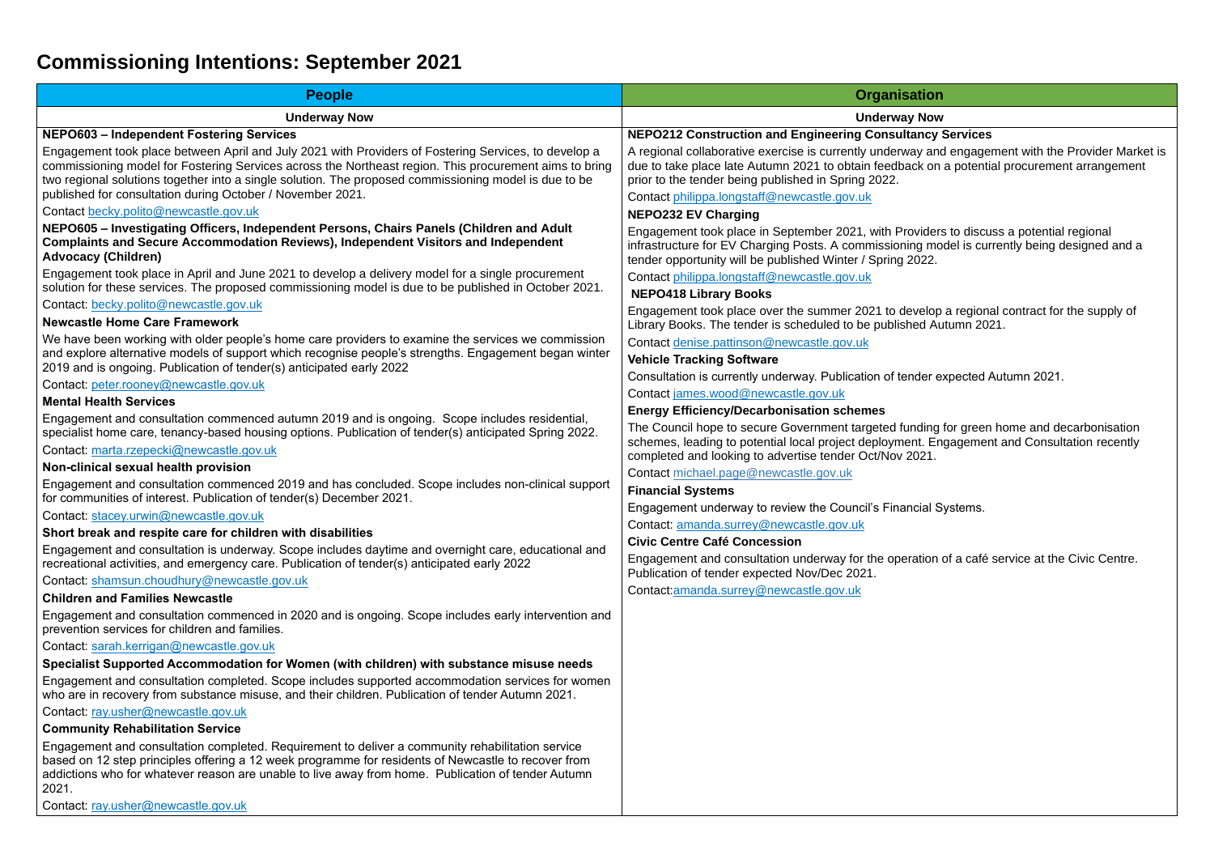# Commissioning Intentions: September 2021

## People

### Underway Now

**NEPO603 – Independent Fostering Services**

Engagement took place between April and July 2021 with Providers of Fostering Services, to develop a commissioning model for Fostering Services across the Northeast region. This procurement aims to bring two regional solutions together into a single solution. The proposed commissioning model is due to be published for consultation during October / November 2021.

Contact becky.polito@newcastle.gov.uk

**NEPO605 – Investigating Officers, Independent Persons, Chairs Panels (Children and Adult Complaints and Secure Accommodation Reviews), Independent Visitors and Independent Advocacy (Children)**

Engagement took place in April and June 2021 to develop a delivery model for a single procurement solution for these services. The proposed commissioning model is due to be published in October 2021.

Contact: becky.polito@newcastle.gov.uk

**Newcastle Home Care Framework**

We have been working with older people's home care providers to examine the services we commission and explore alternative models of support which recognise people's strengths. Engagement began winter 2019 and is ongoing. Publication of tender(s) anticipated early 2022

Contact: peter.rooney@newcastle.gov.uk

**Mental Health Services**

Engagement and consultation commenced autumn 2019 and is ongoing. Scope includes residential, specialist home care, tenancy-based housing options. Publication of tender(s) anticipated Spring 2022.

Contact: marta.rzepecki@newcastle.gov.uk

**Non-clinical sexual health provision**

Engagement and consultation commenced 2019 and has concluded. Scope includes non-clinical support for communities of interest. Publication of tender(s) December 2021.

Contact: stacey.urwin@newcastle.gov.uk

**Short break and respite care for children with disabilities**

Engagement and consultation is underway. Scope includes daytime and overnight care, educational and recreational activities, and emergency care. Publication of tender(s) anticipated early 2022

Contact: shamsun.choudhury@newcastle.gov.uk

**Children and Families Newcastle**

Engagement and consultation commenced in 2020 and is ongoing. Scope includes early intervention and prevention services for children and families.

Contact: sarah.kerrigan@newcastle.gov.uk

**Specialist Supported Accommodation for Women (with children) with substance misuse needs**

Engagement and consultation completed. Scope includes supported accommodation services for women who are in recovery from substance misuse, and their children. Publication of tender Autumn 2021.

Contact: ray.usher@newcastle.gov.uk

**Community Rehabilitation Service**

Engagement and consultation completed. Requirement to deliver a community rehabilitation service based on 12 step principles offering a 12 week programme for residents of Newcastle to recover from addictions who for whatever reason are unable to live away from home. Publication of tender Autumn 2021.

Contact: ray.usher@newcastle.gov.uk

## Organisation

### Underway Now

**NEPO212 Construction and Engineering Consultancy Services**

A regional collaborative exercise is currently underway and engagement with the Provider Market is due to take place late Autumn 2021 to obtain feedback on a potential procurement arrangement prior to the tender being published in Spring 2022.

Contact philippa.longstaff@newcastle.gov.uk

**NEPO232 EV Charging**

Engagement took place in September 2021, with Providers to discuss a potential regional infrastructure for EV Charging Posts. A commissioning model is currently being designed and a tender opportunity will be published Winter / Spring 2022.

Contact philippa.longstaff@newcastle.gov.uk

**NEPO418 Library Books**

Engagement took place over the summer 2021 to develop a regional contract for the supply of Library Books. The tender is scheduled to be published Autumn 2021.

Contact denise.pattinson@newcastle.gov.uk

**Vehicle Tracking Software**

Consultation is currently underway. Publication of tender expected Autumn 2021.

Contact james.wood@newcastle.gov.uk

**Energy Efficiency/Decarbonisation schemes**

The Council hope to secure Government targeted funding for green home and decarbonisation schemes, leading to potential local project deployment. Engagement and Consultation recently completed and looking to advertise tender Oct/Nov 2021.

Contact michael.page@newcastle.gov.uk

**Financial Systems**

Engagement underway to review the Council's Financial Systems.

Contact: amanda.surrey@newcastle.gov.uk

**Civic Centre Café Concession**

Engagement and consultation underway for the operation of a café service at the Civic Centre. Publication of tender expected Nov/Dec 2021.

Contact:amanda.surrey@newcastle.gov.uk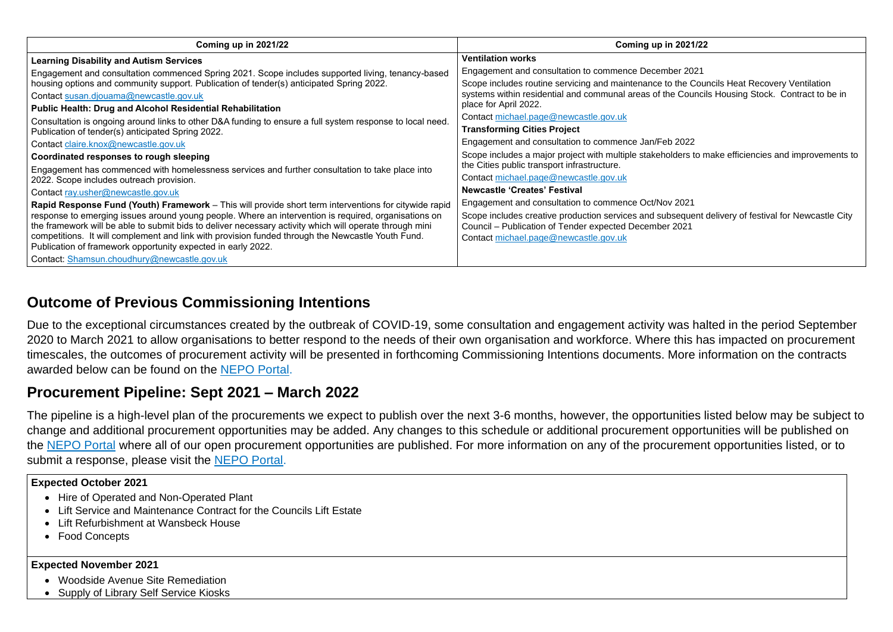| Coming up in 2021/22 | Coming up in 2021/22 |
|---|---|
| **Learning Disability and Autism Services**<br>Engagement and consultation commenced Spring 2021. Scope includes supported living, tenancy-based housing options and community support. Publication of tender(s) anticipated Spring 2022.<br>Contact susan.djouama@newcastle.gov.uk<br>**Public Health: Drug and Alcohol Residential Rehabilitation**<br>Consultation is ongoing around links to other D&A funding to ensure a full system response to local need. Publication of tender(s) anticipated Spring 2022.<br>Contact claire.knox@newcastle.gov.uk<br>**Coordinated responses to rough sleeping**<br>Engagement has commenced with homelessness services and further consultation to take place into 2022. Scope includes outreach provision.<br>Contact ray.usher@newcastle.gov.uk<br>**Rapid Response Fund (Youth) Framework** – This will provide short term interventions for citywide rapid response to emerging issues around young people. Where an intervention is required, organisations on the framework will be able to submit bids to deliver necessary activity which will operate through mini competitions. It will complement and link with provision funded through the Newcastle Youth Fund. Publication of framework opportunity expected in early 2022.<br>Contact: Shamsun.choudhury@newcastle.gov.uk | **Ventilation works**<br>Engagement and consultation to commence December 2021<br>Scope includes routine servicing and maintenance to the Councils Heat Recovery Ventilation systems within residential and communal areas of the Councils Housing Stock. Contract to be in place for April 2022.<br>Contact michael.page@newcastle.gov.uk<br>**Transforming Cities Project**<br>Engagement and consultation to commence Jan/Feb 2022<br>Scope includes a major project with multiple stakeholders to make efficiencies and improvements to the Cities public transport infrastructure.<br>Contact michael.page@newcastle.gov.uk<br>**Newcastle 'Creates' Festival**<br>Engagement and consultation to commence Oct/Nov 2021<br>Scope includes creative production services and subsequent delivery of festival for Newcastle City Council – Publication of Tender expected December 2021<br>Contact michael.page@newcastle.gov.uk |

## Outcome of Previous Commissioning Intentions

Due to the exceptional circumstances created by the outbreak of COVID-19, some consultation and engagement activity was halted in the period September 2020 to March 2021 to allow organisations to better respond to the needs of their own organisation and workforce. Where this has impacted on procurement timescales, the outcomes of procurement activity will be presented in forthcoming Commissioning Intentions documents. More information on the contracts awarded below can be found on the NEPO Portal.

## Procurement Pipeline: Sept 2021 – March 2022

The pipeline is a high-level plan of the procurements we expect to publish over the next 3-6 months, however, the opportunities listed below may be subject to change and additional procurement opportunities may be added. Any changes to this schedule or additional procurement opportunities will be published on the NEPO Portal where all of our open procurement opportunities are published. For more information on any of the procurement opportunities listed, or to submit a response, please visit the NEPO Portal.

**Expected October 2021**

- Hire of Operated and Non-Operated Plant
- Lift Service and Maintenance Contract for the Councils Lift Estate
- Lift Refurbishment at Wansbeck House
- Food Concepts

**Expected November 2021**

- Woodside Avenue Site Remediation
- Supply of Library Self Service Kiosks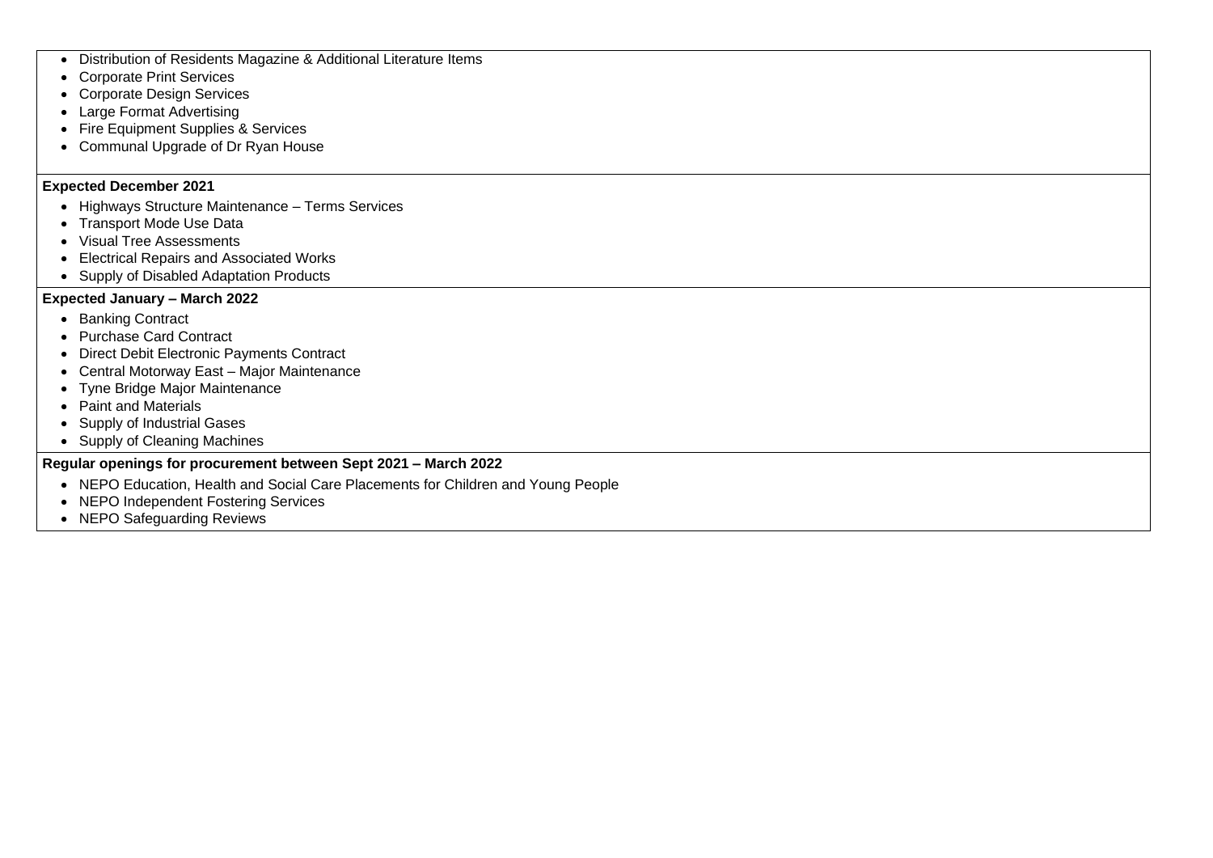- Distribution of Residents Magazine & Additional Literature Items
- Corporate Print Services
- Corporate Design Services
- Large Format Advertising
- Fire Equipment Supplies & Services
- Communal Upgrade of Dr Ryan House

**Expected December 2021**

- Highways Structure Maintenance – Terms Services
- Transport Mode Use Data
- Visual Tree Assessments
- Electrical Repairs and Associated Works
- Supply of Disabled Adaptation Products

**Expected January – March 2022**

- Banking Contract
- Purchase Card Contract
- Direct Debit Electronic Payments Contract
- Central Motorway East – Major Maintenance
- Tyne Bridge Major Maintenance
- Paint and Materials
- Supply of Industrial Gases
- Supply of Cleaning Machines

**Regular openings for procurement between Sept 2021 – March 2022**

- NEPO Education, Health and Social Care Placements for Children and Young People
- NEPO Independent Fostering Services
- NEPO Safeguarding Reviews